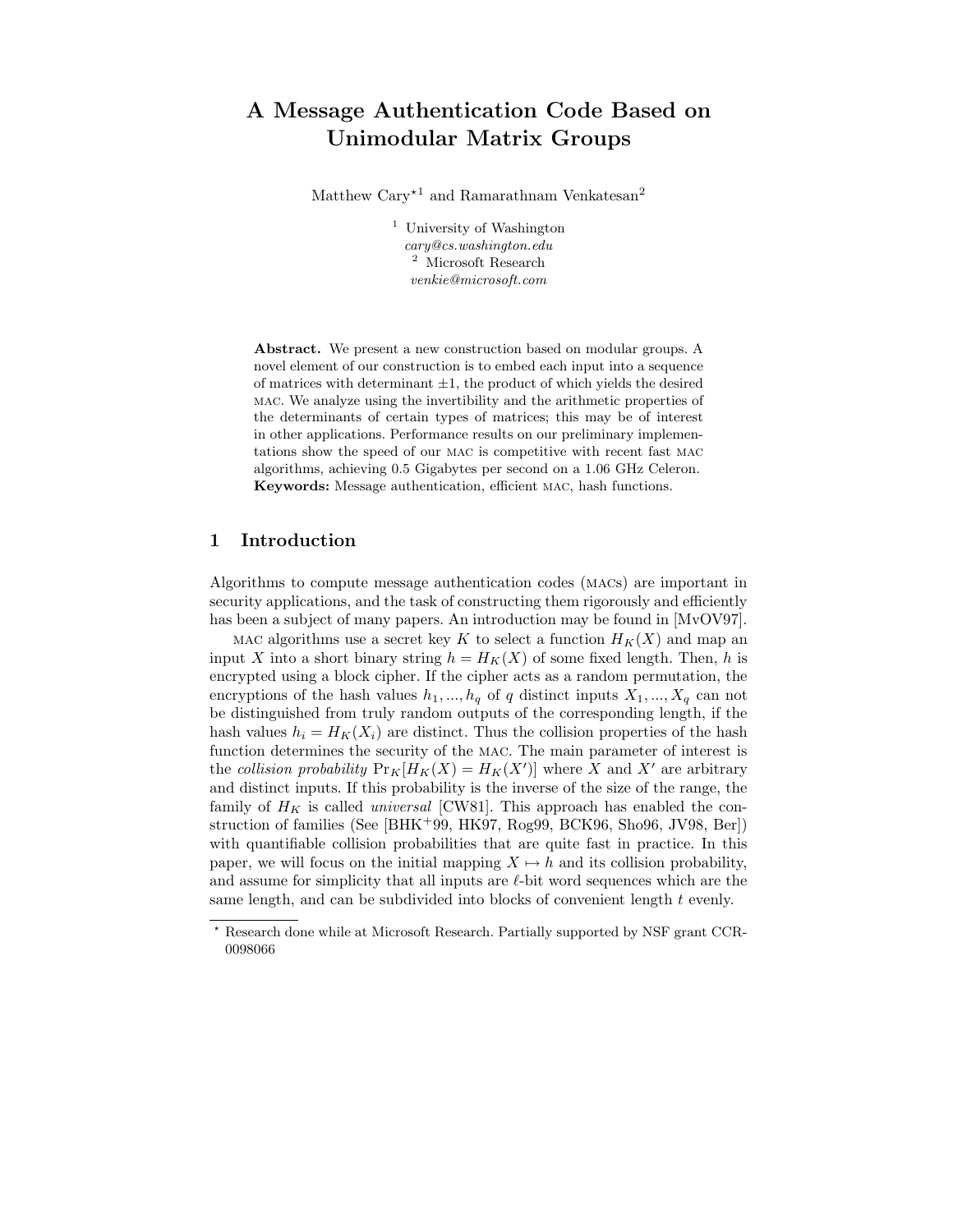# A Message Authentication Code Based on Unimodular Matrix Groups

Matthew Cary*[1] and Ramarathnam Venkatesan[2]

[1] University of Washington
*cary@cs.washington.edu*
[2] Microsoft Research
*venkie@microsoft.com*

**Abstract.** We present a new construction based on modular groups. A novel element of our construction is to embed each input into a sequence of matrices with determinant $\pm 1$, the product of which yields the desired MAC. We analyze using the invertibility and the arithmetic properties of the determinants of certain types of matrices; this may be of interest in other applications. Performance results on our preliminary implementations show the speed of our MAC is competitive with recent fast MAC algorithms, achieving 0.5 Gigabytes per second on a 1.06 GHz Celeron.
**Keywords:** Message authentication, efficient MAC, hash functions.

## 1 Introduction

Algorithms to compute message authentication codes (MACs) are important in security applications, and the task of constructing them rigorously and efficiently has been a subject of many papers. An introduction may be found in [MvOV97].

MAC algorithms use a secret key $K$ to select a function $H_K(X)$ and map an input $X$ into a short binary string $h = H_K(X)$ of some fixed length. Then, $h$ is encrypted using a block cipher. If the cipher acts as a random permutation, the encryptions of the hash values $h_1, ..., h_q$ of $q$ distinct inputs $X_1, ..., X_q$ can not be distinguished from truly random outputs of the corresponding length, if the hash values $h_i = H_K(X_i)$ are distinct. Thus the collision properties of the hash function determines the security of the MAC. The main parameter of interest is the *collision probability* $\Pr_K[H_K(X) = H_K(X')]$ where $X$ and $X'$ are arbitrary and distinct inputs. If this probability is the inverse of the size of the range, the family of $H_K$ is called *universal* [CW81]. This approach has enabled the construction of families (See [BHK+99, HK97, Rog99, BCK96, Sho96, JV98, Ber]) with quantifiable collision probabilities that are quite fast in practice. In this paper, we will focus on the initial mapping $X \mapsto h$ and its collision probability, and assume for simplicity that all inputs are $\ell$-bit word sequences which are the same length, and can be subdivided into blocks of convenient length $t$ evenly.

* Research done while at Microsoft Research. Partially supported by NSF grant CCR-0098066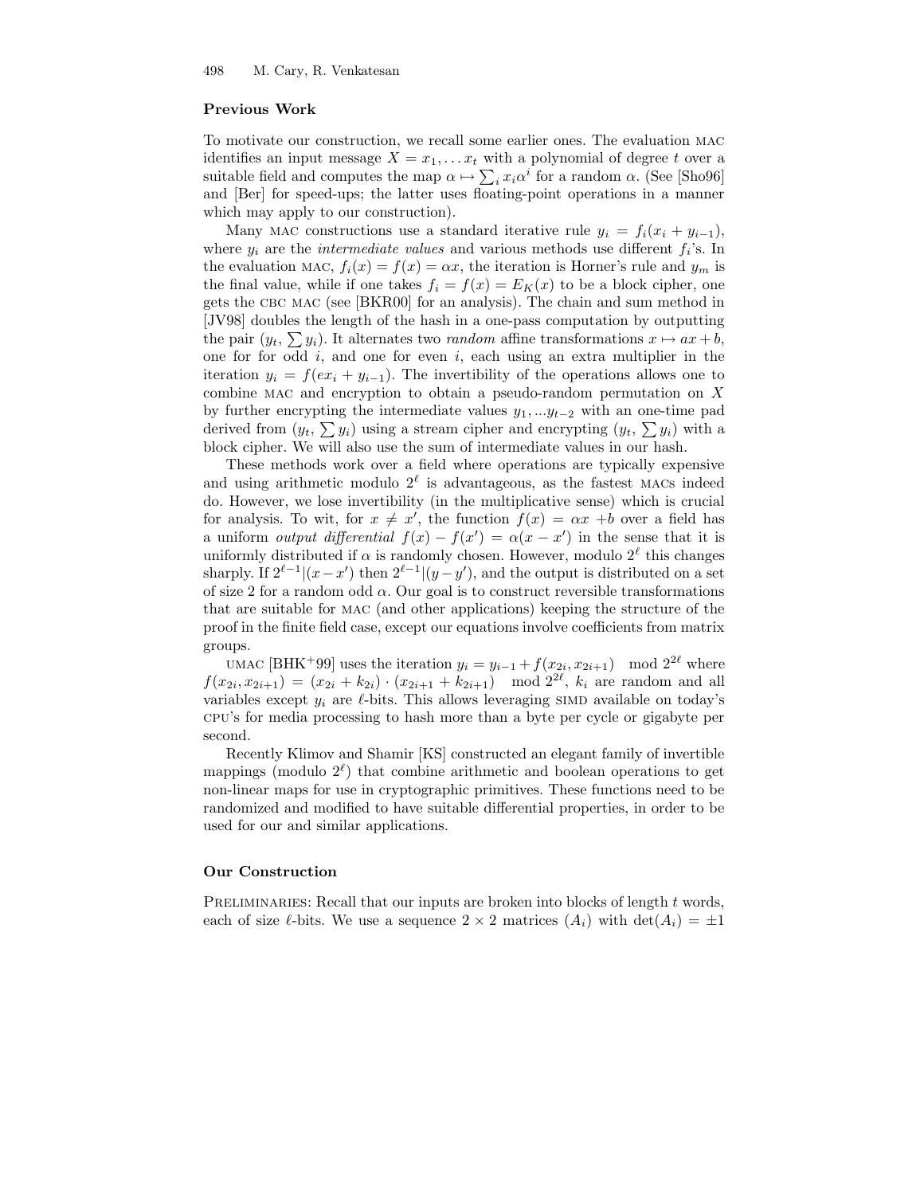### Previous Work

To motivate our construction, we recall some earlier ones. The evaluation MAC identifies an input message $X = x_1, \ldots x_t$ with a polynomial of degree $t$ over a suitable field and computes the map $\alpha \mapsto \sum_i x_i \alpha^i$ for a random $\alpha$. (See [Sho96] and [Ber] for speed-ups; the latter uses floating-point operations in a manner which may apply to our construction).

Many MAC constructions use a standard iterative rule $y_i = f_i(x_i + y_{i-1})$, where $y_i$ are the *intermediate values* and various methods use different $f_i$'s. In the evaluation MAC, $f_i(x) = f(x) = \alpha x$, the iteration is Horner's rule and $y_m$ is the final value, while if one takes $f_i = f(x) = E_K(x)$ to be a block cipher, one gets the CBC MAC (see [BKR00] for an analysis). The chain and sum method in [JV98] doubles the length of the hash in a one-pass computation by outputting the pair $(y_t, \sum y_i)$. It alternates two *random* affine transformations $x \mapsto ax + b$, one for for odd $i$, and one for even $i$, each using an extra multiplier in the iteration $y_i = f(ex_i + y_{i-1})$. The invertibility of the operations allows one to combine MAC and encryption to obtain a pseudo-random permutation on $X$ by further encrypting the intermediate values $y_1, ...y_{t-2}$ with an one-time pad derived from $(y_t, \sum y_i)$ using a stream cipher and encrypting $(y_t, \sum y_i)$ with a block cipher. We will also use the sum of intermediate values in our hash.

These methods work over a field where operations are typically expensive and using arithmetic modulo $2^\ell$ is advantageous, as the fastest MACs indeed do. However, we lose invertibility (in the multiplicative sense) which is crucial for analysis. To wit, for $x \neq x'$, the function $f(x) = \alpha x + b$ over a field has a uniform *output differential* $f(x) - f(x') = \alpha(x - x')$ in the sense that it is uniformly distributed if $\alpha$ is randomly chosen. However, modulo $2^\ell$ this changes sharply. If $2^{\ell-1} | (x - x')$ then $2^{\ell-1} | (y - y')$, and the output is distributed on a set of size 2 for a random odd $\alpha$. Our goal is to construct reversible transformations that are suitable for MAC (and other applications) keeping the structure of the proof in the finite field case, except our equations involve coefficients from matrix groups.

UMAC [BHK+99] uses the iteration $y_i = y_{i-1} + f(x_{2i}, x_{2i+1}) \mod 2^{2\ell}$ where $f(x_{2i}, x_{2i+1}) = (x_{2i} + k_{2i}) \cdot (x_{2i+1} + k_{2i+1}) \mod 2^{2\ell}$, $k_i$ are random and all variables except $y_i$ are $\ell$-bits. This allows leveraging SIMD available on today's CPU's for media processing to hash more than a byte per cycle or gigabyte per second.

Recently Klimov and Shamir [KS] constructed an elegant family of invertible mappings (modulo $2^\ell$) that combine arithmetic and boolean operations to get non-linear maps for use in cryptographic primitives. These functions need to be randomized and modified to have suitable differential properties, in order to be used for our and similar applications.

### Our Construction

PRELIMINARIES: Recall that our inputs are broken into blocks of length $t$ words, each of size $\ell$-bits. We use a sequence $2 \times 2$ matrices $(A_i)$ with $\det(A_i) = \pm 1$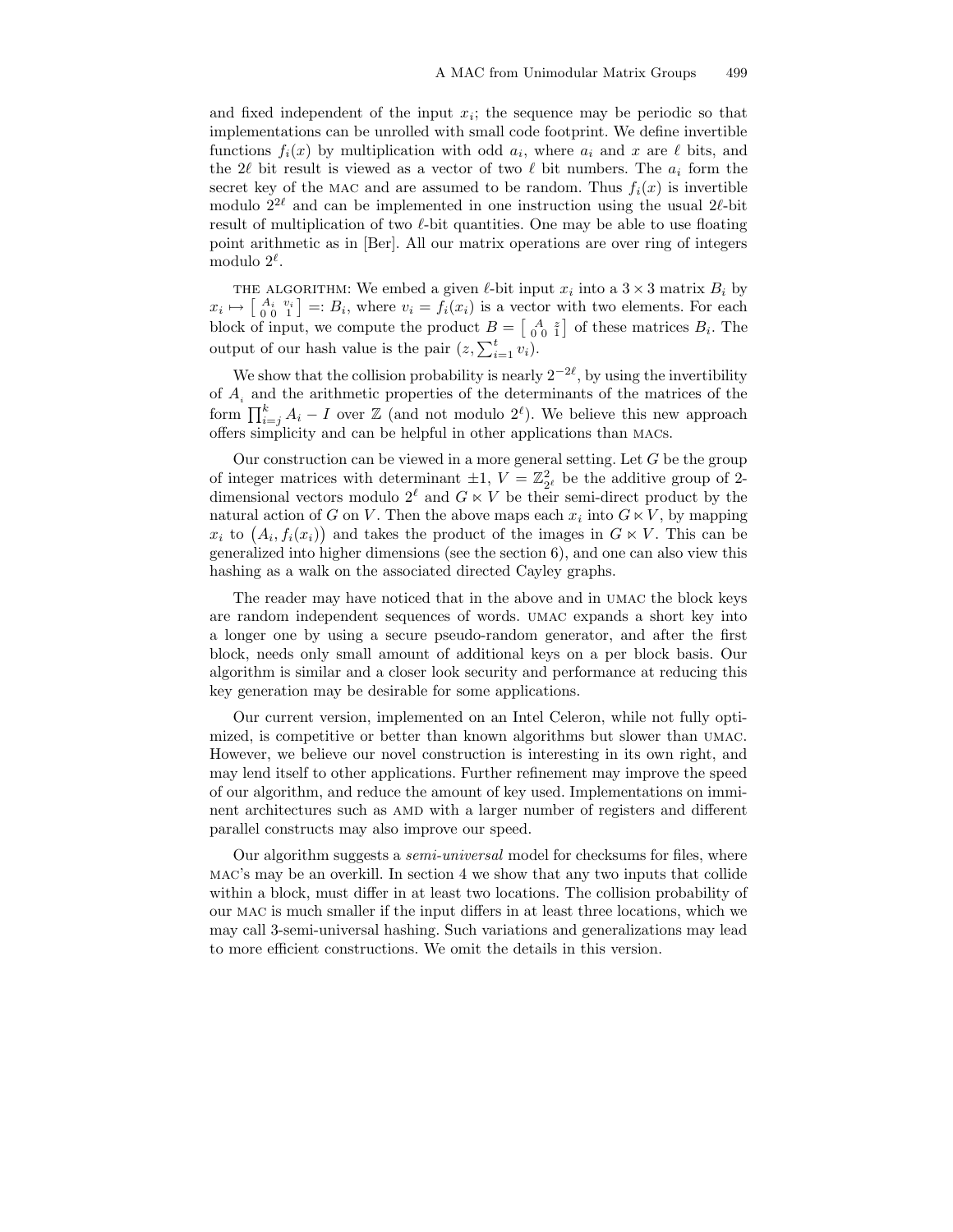and fixed independent of the input $x_i$; the sequence may be periodic so that implementations can be unrolled with small code footprint. We define invertible functions $f_i(x)$ by multiplication with odd $a_i$, where $a_i$ and $x$ are $\ell$ bits, and the $2\ell$ bit result is viewed as a vector of two $\ell$ bit numbers. The $a_i$ form the secret key of the MAC and are assumed to be random. Thus $f_i(x)$ is invertible modulo $2^{2\ell}$ and can be implemented in one instruction using the usual $2\ell$-bit result of multiplication of two $\ell$-bit quantities. One may be able to use floating point arithmetic as in [Ber]. All our matrix operations are over ring of integers modulo $2^\ell$.

THE ALGORITHM: We embed a given $\ell$-bit input $x_i$ into a $3 \times 3$ matrix $B_i$ by $x_i \mapsto \left[ \begin{smallmatrix} A_i & v_i \\ 0\ 0 & 1 \end{smallmatrix} \right] =: B_i$, where $v_i = f_i(x_i)$ is a vector with two elements. For each block of input, we compute the product $B = \left[ \begin{smallmatrix} A & z \\ 0\ 0 & 1 \end{smallmatrix} \right]$ of these matrices $B_i$. The output of our hash value is the pair $(z, \sum_{i=1}^{t} v_i)$.

We show that the collision probability is nearly $2^{-2\ell}$, by using the invertibility of $A_i$ and the arithmetic properties of the determinants of the matrices of the form $\prod_{i=j}^{k} A_i - I$ over $\mathbb{Z}$ (and not modulo $2^\ell$). We believe this new approach offers simplicity and can be helpful in other applications than MACs.

Our construction can be viewed in a more general setting. Let $G$ be the group of integer matrices with determinant $\pm 1$, $V = \mathbb{Z}_{2^\ell}^2$ be the additive group of 2-dimensional vectors modulo $2^\ell$ and $G \ltimes V$ be their semi-direct product by the natural action of $G$ on $V$. Then the above maps each $x_i$ into $G \ltimes V$, by mapping $x_i$ to $\big(A_i, f_i(x_i)\big)$ and takes the product of the images in $G \ltimes V$. This can be generalized into higher dimensions (see the section 6), and one can also view this hashing as a walk on the associated directed Cayley graphs.

The reader may have noticed that in the above and in UMAC the block keys are random independent sequences of words. UMAC expands a short key into a longer one by using a secure pseudo-random generator, and after the first block, needs only small amount of additional keys on a per block basis. Our algorithm is similar and a closer look security and performance at reducing this key generation may be desirable for some applications.

Our current version, implemented on an Intel Celeron, while not fully optimized, is competitive or better than known algorithms but slower than UMAC. However, we believe our novel construction is interesting in its own right, and may lend itself to other applications. Further refinement may improve the speed of our algorithm, and reduce the amount of key used. Implementations on imminent architectures such as AMD with a larger number of registers and different parallel constructs may also improve our speed.

Our algorithm suggests a *semi-universal* model for checksums for files, where MAC's may be an overkill. In section 4 we show that any two inputs that collide within a block, must differ in at least two locations. The collision probability of our MAC is much smaller if the input differs in at least three locations, which we may call 3-semi-universal hashing. Such variations and generalizations may lead to more efficient constructions. We omit the details in this version.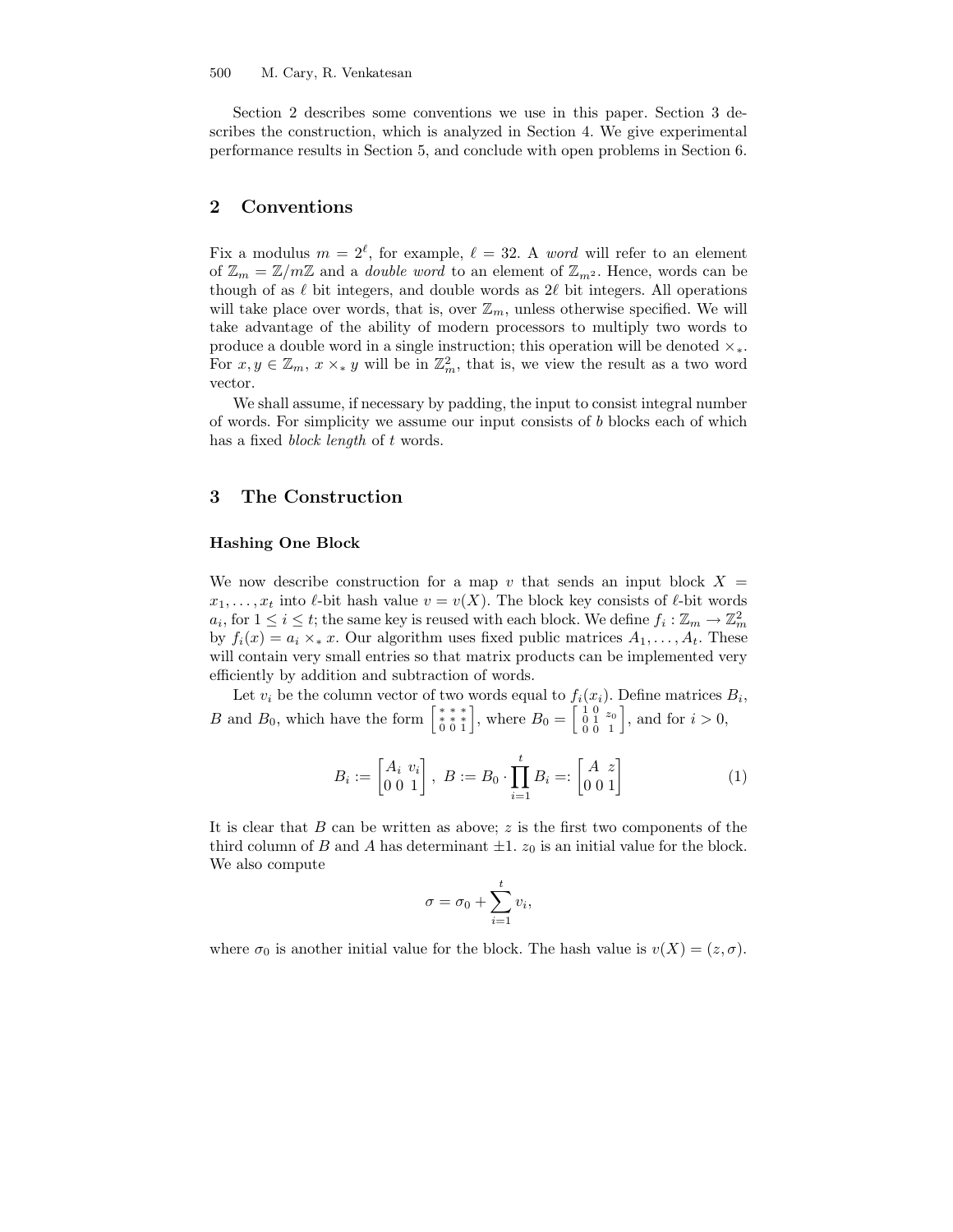Section 2 describes some conventions we use in this paper. Section 3 describes the construction, which is analyzed in Section 4. We give experimental performance results in Section 5, and conclude with open problems in Section 6.

## 2 Conventions

Fix a modulus $m = 2^\ell$, for example, $\ell = 32$. A *word* will refer to an element of $\mathbb{Z}_m = \mathbb{Z}/m\mathbb{Z}$ and a *double word* to an element of $\mathbb{Z}_{m^2}$. Hence, words can be though of as $\ell$ bit integers, and double words as $2\ell$ bit integers. All operations will take place over words, that is, over $\mathbb{Z}_m$, unless otherwise specified. We will take advantage of the ability of modern processors to multiply two words to produce a double word in a single instruction; this operation will be denoted $\times_*$. For $x, y \in \mathbb{Z}_m$, $x \times_* y$ will be in $\mathbb{Z}_m^2$, that is, we view the result as a two word vector.

We shall assume, if necessary by padding, the input to consist integral number of words. For simplicity we assume our input consists of $b$ blocks each of which has a fixed *block length* of $t$ words.

## 3 The Construction

### Hashing One Block

We now describe construction for a map $v$ that sends an input block $X = x_1, \ldots, x_t$ into $\ell$-bit hash value $v = v(X)$. The block key consists of $\ell$-bit words $a_i$, for $1 \le i \le t$; the same key is reused with each block. We define $f_i : \mathbb{Z}_m \to \mathbb{Z}_m^2$ by $f_i(x) = a_i \times_* x$. Our algorithm uses fixed public matrices $A_1, \ldots, A_t$. These will contain very small entries so that matrix products can be implemented very efficiently by addition and subtraction of words.

Let $v_i$ be the column vector of two words equal to $f_i(x_i)$. Define matrices $B_i$, $B$ and $B_0$, which have the form $\left[\begin{smallmatrix} * & * & * \\ * & * & * \\ 0 & 0 & 1 \end{smallmatrix}\right]$, where $B_0 = \left[\begin{smallmatrix} 1 & 0 & z_0 \\ 0 & 1 & \\ 0 & 0 & 1 \end{smallmatrix}\right]$, and for $i > 0$,

$$B_i := \begin{bmatrix} A_i & v_i \\ 0\ 0 & 1 \end{bmatrix}, \; B := B_0 \cdot \prod_{i=1}^{t} B_i =: \begin{bmatrix} A & z \\ 0\ 0 & 1 \end{bmatrix} \tag{1}$$

It is clear that $B$ can be written as above; $z$ is the first two components of the third column of $B$ and $A$ has determinant $\pm 1$. $z_0$ is an initial value for the block. We also compute

$$\sigma = \sigma_0 + \sum_{i=1}^{t} v_i,$$

where $\sigma_0$ is another initial value for the block. The hash value is $v(X) = (z, \sigma)$.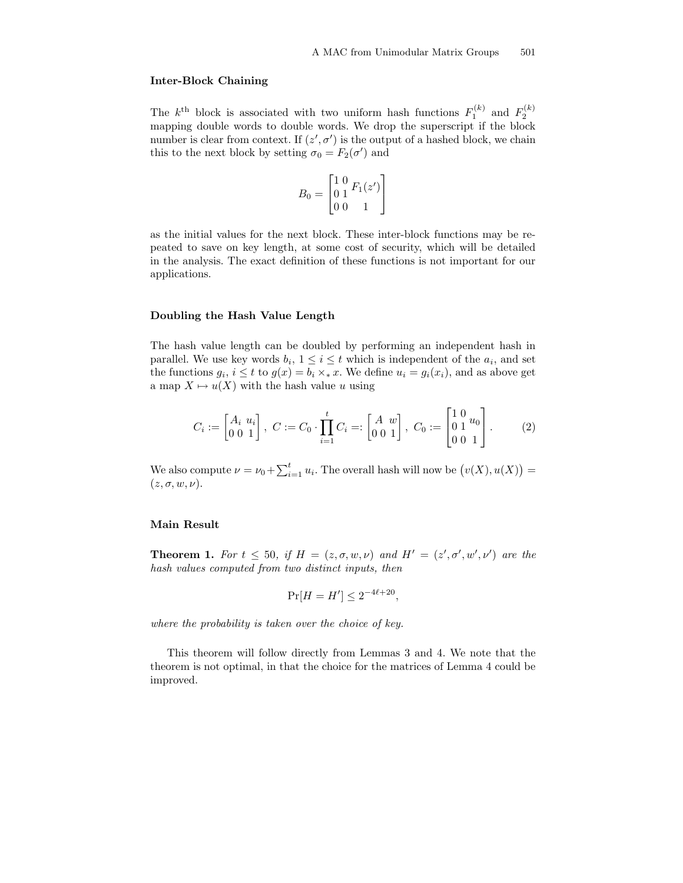### Inter-Block Chaining

The $k^{\text{th}}$ block is associated with two uniform hash functions $F_1^{(k)}$ and $F_2^{(k)}$ mapping double words to double words. We drop the superscript if the block number is clear from context. If $(z', \sigma')$ is the output of a hashed block, we chain this to the next block by setting $\sigma_0 = F_2(\sigma')$ and

$$B_0 = \begin{bmatrix} 1 & 0 & \\ 0 & 1 & F_1(z') \\ 0 & 0 & 1 \end{bmatrix}$$

as the initial values for the next block. These inter-block functions may be repeated to save on key length, at some cost of security, which will be detailed in the analysis. The exact definition of these functions is not important for our applications.

### Doubling the Hash Value Length

The hash value length can be doubled by performing an independent hash in parallel. We use key words $b_i$, $1 \leq i \leq t$ which is independent of the $a_i$, and set the functions $g_i$, $i \leq t$ to $g(x) = b_i \times_* x$. We define $u_i = g_i(x_i)$, and as above get a map $X \mapsto u(X)$ with the hash value $u$ using

$$C_i := \begin{bmatrix} A_i & u_i \\ 0\ 0 & 1 \end{bmatrix},\ C := C_0 \cdot \prod_{i=1}^{t} C_i =: \begin{bmatrix} A & w \\ 0\ 0 & 1 \end{bmatrix},\ C_0 := \begin{bmatrix} 1 & 0 & \\ 0 & 1 & u_0 \\ 0 & 0 & 1 \end{bmatrix}. \tag{2}$$

We also compute $\nu = \nu_0 + \sum_{i=1}^{t} u_i$. The overall hash will now be $\big(v(X), u(X)\big) = (z, \sigma, w, \nu)$.

### Main Result

**Theorem 1.** *For $t \leq 50$, if $H = (z, \sigma, w, \nu)$ and $H' = (z', \sigma', w', \nu')$ are the hash values computed from two distinct inputs, then*

$$\Pr[H = H'] \leq 2^{-4\ell+20},$$

*where the probability is taken over the choice of key.*

This theorem will follow directly from Lemmas 3 and 4. We note that the theorem is not optimal, in that the choice for the matrices of Lemma 4 could be improved.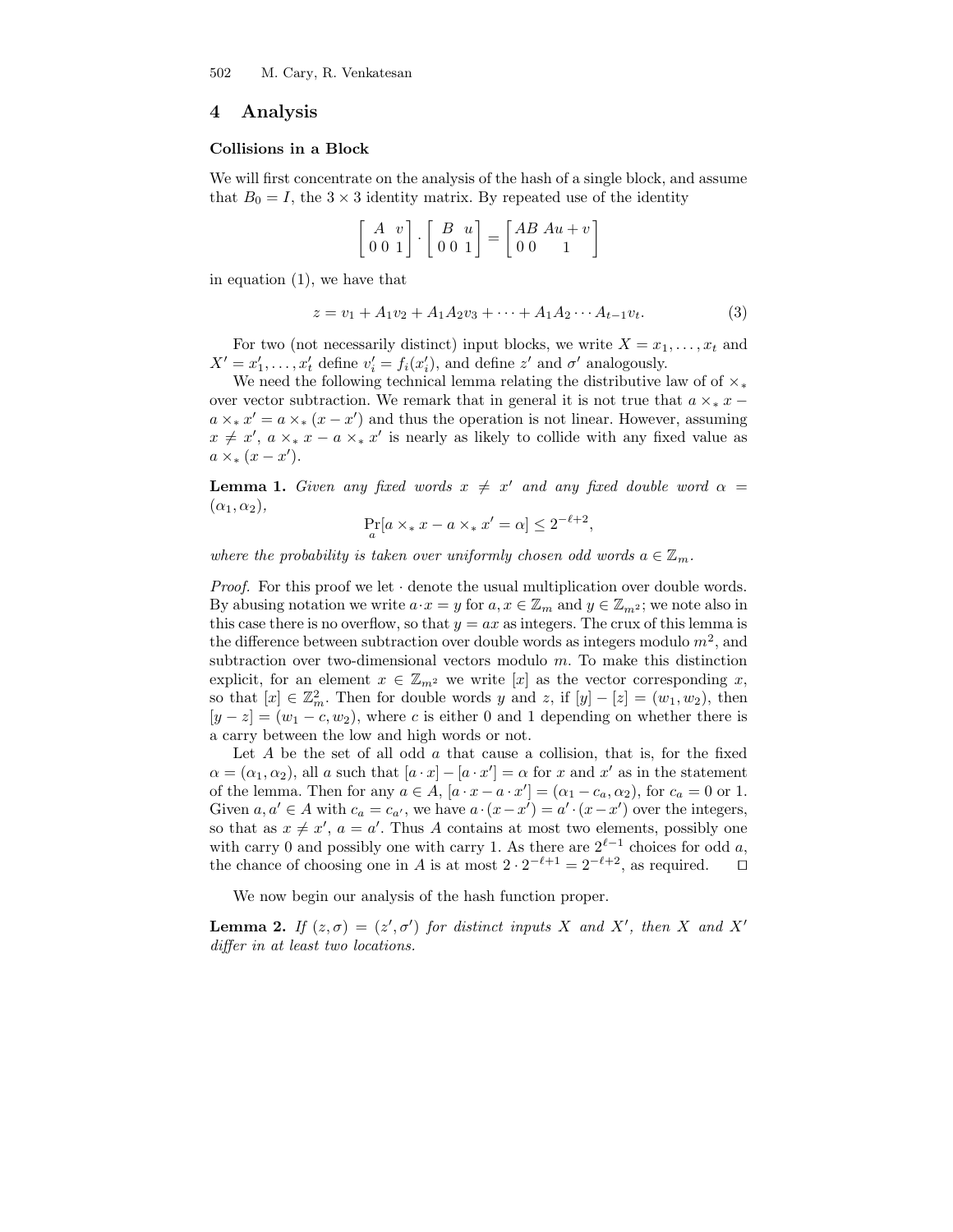## 4 Analysis

### Collisions in a Block

We will first concentrate on the analysis of the hash of a single block, and assume that $B_0 = I$, the $3 \times 3$ identity matrix. By repeated use of the identity

$$\begin{bmatrix} A & v \\ 0\,0 & 1 \end{bmatrix} \cdot \begin{bmatrix} B & u \\ 0\,0 & 1 \end{bmatrix} = \begin{bmatrix} AB & Au + v \\ 0\,0 & 1 \end{bmatrix}$$

in equation (1), we have that

$$z = v_1 + A_1 v_2 + A_1 A_2 v_3 + \cdots + A_1 A_2 \cdots A_{t-1} v_t. \tag{3}$$

For two (not necessarily distinct) input blocks, we write $X = x_1, \ldots, x_t$ and $X' = x'_1, \ldots, x'_t$ define $v'_i = f_i(x'_i)$, and define $z'$ and $\sigma'$ analogously.

We need the following technical lemma relating the distributive law of of $\times_*$ over vector subtraction. We remark that in general it is not true that $a \times_* x - a \times_* x' = a \times_* (x - x')$ and thus the operation is not linear. However, assuming $x \neq x'$, $a \times_* x - a \times_* x'$ is nearly as likely to collide with any fixed value as $a \times_* (x - x')$.

**Lemma 1.** *Given any fixed words $x \neq x'$ and any fixed double word $\alpha = (\alpha_1, \alpha_2)$,*

$$\Pr_a[a \times_* x - a \times_* x' = \alpha] \leq 2^{-\ell+2},$$

*where the probability is taken over uniformly chosen odd words $a \in \mathbb{Z}_m$.*

*Proof.* For this proof we let $\cdot$ denote the usual multiplication over double words. By abusing notation we write $a \cdot x = y$ for $a, x \in \mathbb{Z}_m$ and $y \in \mathbb{Z}_{m^2}$; we note also in this case there is no overflow, so that $y = ax$ as integers. The crux of this lemma is the difference between subtraction over double words as integers modulo $m^2$, and subtraction over two-dimensional vectors modulo $m$. To make this distinction explicit, for an element $x \in \mathbb{Z}_{m^2}$ we write $[x]$ as the vector corresponding $x$, so that $[x] \in \mathbb{Z}_m^2$. Then for double words $y$ and $z$, if $[y] - [z] = (w_1, w_2)$, then $[y - z] = (w_1 - c, w_2)$, where $c$ is either 0 and 1 depending on whether there is a carry between the low and high words or not.

Let $A$ be the set of all odd $a$ that cause a collision, that is, for the fixed $\alpha = (\alpha_1, \alpha_2)$, all $a$ such that $[a \cdot x] - [a \cdot x'] = \alpha$ for $x$ and $x'$ as in the statement of the lemma. Then for any $a \in A$, $[a \cdot x - a \cdot x'] = (\alpha_1 - c_a, \alpha_2)$, for $c_a = 0$ or 1. Given $a, a' \in A$ with $c_a = c_{a'}$, we have $a \cdot (x - x') = a' \cdot (x - x')$ over the integers, so that as $x \neq x'$, $a = a'$. Thus $A$ contains at most two elements, possibly one with carry 0 and possibly one with carry 1. As there are $2^{\ell-1}$ choices for odd $a$, the chance of choosing one in $A$ is at most $2 \cdot 2^{-\ell+1} = 2^{-\ell+2}$, as required. $\square$

We now begin our analysis of the hash function proper.

**Lemma 2.** *If $(z, \sigma) = (z', \sigma')$ for distinct inputs $X$ and $X'$, then $X$ and $X'$ differ in at least two locations.*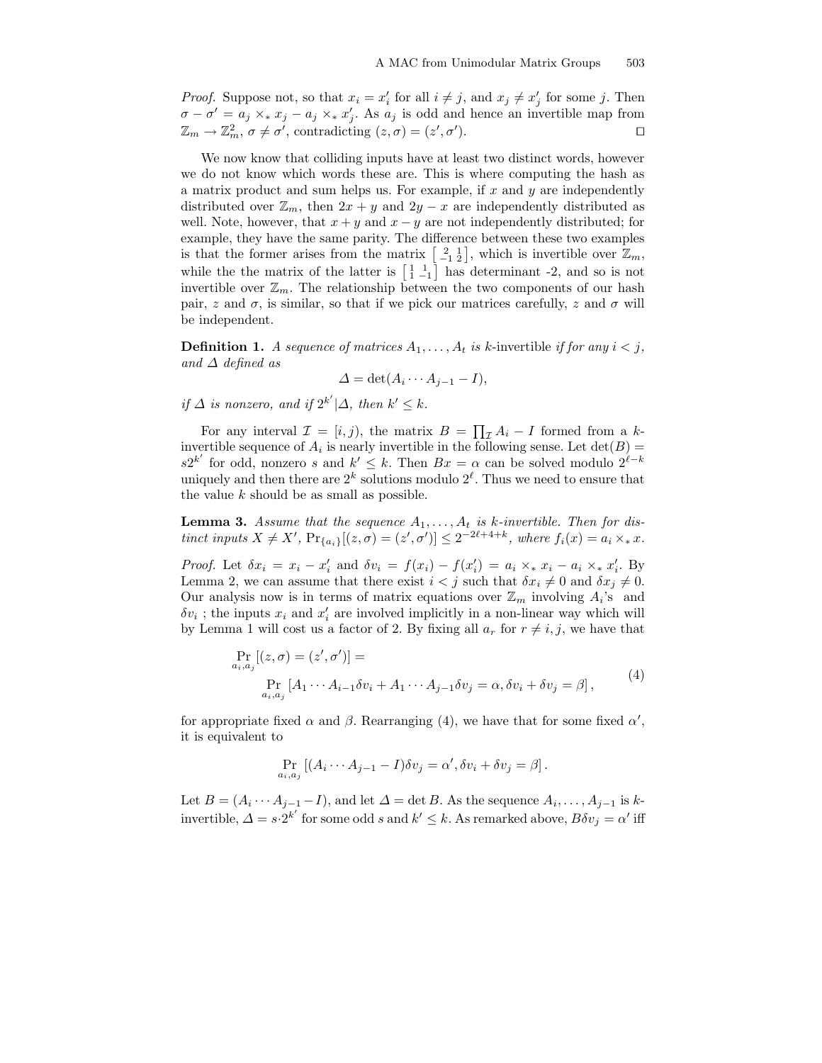*Proof.* Suppose not, so that $x_i = x'_i$ for all $i \neq j$, and $x_j \neq x'_j$ for some $j$. Then $\sigma - \sigma' = a_j \times_* x_j - a_j \times_* x'_j$. As $a_j$ is odd and hence an invertible map from $\mathbb{Z}_m \to \mathbb{Z}_m^2$, $\sigma \neq \sigma'$, contradicting $(z, \sigma) = (z', \sigma')$. □

We now know that colliding inputs have at least two distinct words, however we do not know which words these are. This is where computing the hash as a matrix product and sum helps us. For example, if $x$ and $y$ are independently distributed over $\mathbb{Z}_m$, then $2x + y$ and $2y - x$ are independently distributed as well. Note, however, that $x + y$ and $x - y$ are not independently distributed; for example, they have the same parity. The difference between these two examples is that the former arises from the matrix $\left[\begin{smallmatrix} 2 & 1 \\ -1 & 2 \end{smallmatrix}\right]$, which is invertible over $\mathbb{Z}_m$, while the the matrix of the latter is $\left[\begin{smallmatrix} 1 & 1 \\ 1 & -1 \end{smallmatrix}\right]$ has determinant -2, and so is not invertible over $\mathbb{Z}_m$. The relationship between the two components of our hash pair, $z$ and $\sigma$, is similar, so that if we pick our matrices carefully, $z$ and $\sigma$ will be independent.

**Definition 1.** *A sequence of matrices $A_1, \ldots, A_t$ is* $k$-invertible *if for any $i < j$, and $\Delta$ defined as*

$$\Delta = \det(A_i \cdots A_{j-1} - I),$$

*if $\Delta$ is nonzero, and if $2^{k'} | \Delta$, then $k' \leq k$.*

For any interval $\mathcal{I} = [i, j)$, the matrix $B = \prod_{\mathcal{I}} A_i - I$ formed from a $k$-invertible sequence of $A_i$ is nearly invertible in the following sense. Let $\det(B) = s2^{k'}$ for odd, nonzero $s$ and $k' \leq k$. Then $Bx = \alpha$ can be solved modulo $2^{\ell - k}$ uniquely and then there are $2^k$ solutions modulo $2^\ell$. Thus we need to ensure that the value $k$ should be as small as possible.

**Lemma 3.** *Assume that the sequence $A_1, \ldots, A_t$ is $k$-invertible. Then for distinct inputs $X \neq X'$, $\Pr_{\{a_i\}}[(z, \sigma) = (z', \sigma')] \leq 2^{-2\ell + 4 + k}$, where $f_i(x) = a_i \times_* x$.*

*Proof.* Let $\delta x_i = x_i - x'_i$ and $\delta v_i = f(x_i) - f(x'_i) = a_i \times_* x_i - a_i \times_* x'_i$. By Lemma 2, we can assume that there exist $i < j$ such that $\delta x_i \neq 0$ and $\delta x_j \neq 0$. Our analysis now is in terms of matrix equations over $\mathbb{Z}_m$ involving $A_i$'s and $\delta v_i$ ; the inputs $x_i$ and $x'_i$ are involved implicitly in a non-linear way which will by Lemma 1 will cost us a factor of 2. By fixing all $a_r$ for $r \neq i, j$, we have that

$$\begin{aligned} &\Pr_{a_i, a_j}[(z, \sigma) = (z', \sigma')] = \\ &\qquad \Pr_{a_i, a_j}[A_1 \cdots A_{i-1} \delta v_i + A_1 \cdots A_{j-1} \delta v_j = \alpha, \delta v_i + \delta v_j = \beta], \end{aligned} \tag{4}$$

for appropriate fixed $\alpha$ and $\beta$. Rearranging (4), we have that for some fixed $\alpha'$, it is equivalent to

$$\Pr_{a_i, a_j}[(A_i \cdots A_{j-1} - I)\delta v_j = \alpha', \delta v_i + \delta v_j = \beta].$$

Let $B = (A_i \cdots A_{j-1} - I)$, and let $\Delta = \det B$. As the sequence $A_i, \ldots, A_{j-1}$ is $k$-invertible, $\Delta = s \cdot 2^{k'}$ for some odd $s$ and $k' \leq k$. As remarked above, $B\delta v_j = \alpha'$ iff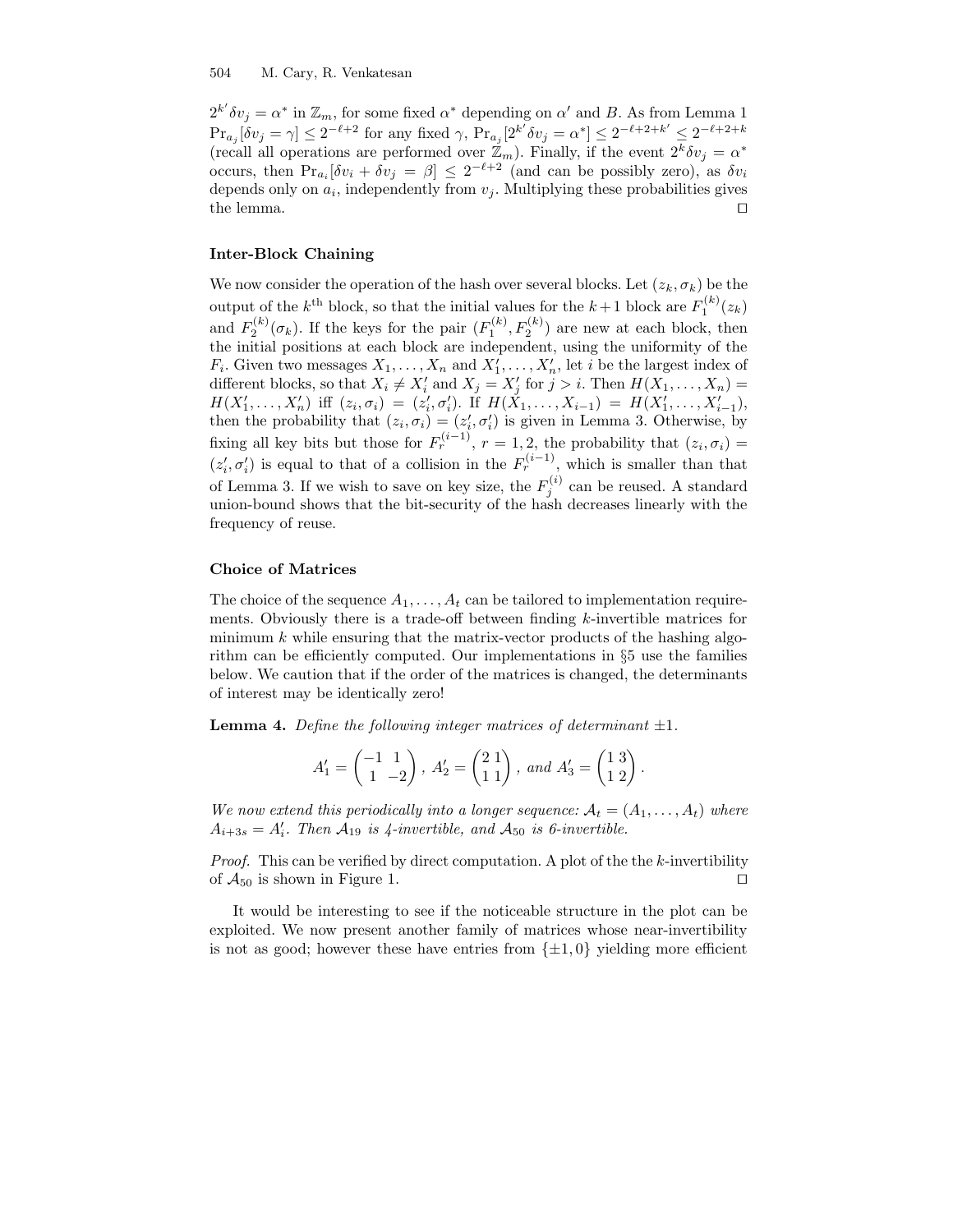$2^{k'}\delta v_j = \alpha^*$ in $\mathbb{Z}_m$, for some fixed $\alpha^*$ depending on $\alpha'$ and $B$. As from Lemma 1 $\Pr_{a_j}[\delta v_j = \gamma] \leq 2^{-\ell+2}$ for any fixed $\gamma$, $\Pr_{a_j}[2^{k'}\delta v_j = \alpha^*] \leq 2^{-\ell+2+k'} \leq 2^{-\ell+2+k}$ (recall all operations are performed over $\mathbb{Z}_m$). Finally, if the event $2^k\delta v_j = \alpha^*$ occurs, then $\Pr_{a_i}[\delta v_i + \delta v_j = \beta] \leq 2^{-\ell+2}$ (and can be possibly zero), as $\delta v_i$ depends only on $a_i$, independently from $v_j$. Multiplying these probabilities gives the lemma. $\square$

### Inter-Block Chaining

We now consider the operation of the hash over several blocks. Let $(z_k, \sigma_k)$ be the output of the $k^{\text{th}}$ block, so that the initial values for the $k+1$ block are $F_1^{(k)}(z_k)$ and $F_2^{(k)}(\sigma_k)$. If the keys for the pair $(F_1^{(k)}, F_2^{(k)})$ are new at each block, then the initial positions at each block are independent, using the uniformity of the $F_i$. Given two messages $X_1, \ldots, X_n$ and $X'_1, \ldots, X'_n$, let $i$ be the largest index of different blocks, so that $X_i \neq X'_i$ and $X_j = X'_j$ for $j > i$. Then $H(X_1, \ldots, X_n) = H(X'_1, \ldots, X'_n)$ iff $(z_i, \sigma_i) = (z'_i, \sigma'_i)$. If $H(X_1, \ldots, X_{i-1}) = H(X'_1, \ldots, X'_{i-1})$, then the probability that $(z_i, \sigma_i) = (z'_i, \sigma'_i)$ is given in Lemma 3. Otherwise, by fixing all key bits but those for $F_r^{(i-1)}$, $r = 1, 2$, the probability that $(z_i, \sigma_i) = (z'_i, \sigma'_i)$ is equal to that of a collision in the $F_r^{(i-1)}$, which is smaller than that of Lemma 3. If we wish to save on key size, the $F_j^{(i)}$ can be reused. A standard union-bound shows that the bit-security of the hash decreases linearly with the frequency of reuse.

### Choice of Matrices

The choice of the sequence $A_1, \ldots, A_t$ can be tailored to implementation requirements. Obviously there is a trade-off between finding $k$-invertible matrices for minimum $k$ while ensuring that the matrix-vector products of the hashing algorithm can be efficiently computed. Our implementations in §5 use the families below. We caution that if the order of the matrices is changed, the determinants of interest may be identically zero!

**Lemma 4.** *Define the following integer matrices of determinant* $\pm 1$*.*

$$A'_1 = \begin{pmatrix} -1 & 1 \\ 1 & -2 \end{pmatrix},\; A'_2 = \begin{pmatrix} 2 & 1 \\ 1 & 1 \end{pmatrix},\; \text{and } A'_3 = \begin{pmatrix} 1 & 3 \\ 1 & 2 \end{pmatrix}.$$

*We now extend this periodically into a longer sequence:* $\mathcal{A}_t = (A_1, \ldots, A_t)$ *where* $A_{i+3s} = A'_i$*. Then* $\mathcal{A}_{19}$ *is 4-invertible, and* $\mathcal{A}_{50}$ *is 6-invertible.*

*Proof.* This can be verified by direct computation. A plot of the the $k$-invertibility of $\mathcal{A}_{50}$ is shown in Figure 1. $\square$

It would be interesting to see if the noticeable structure in the plot can be exploited. We now present another family of matrices whose near-invertibility is not as good; however these have entries from $\{\pm 1, 0\}$ yielding more efficient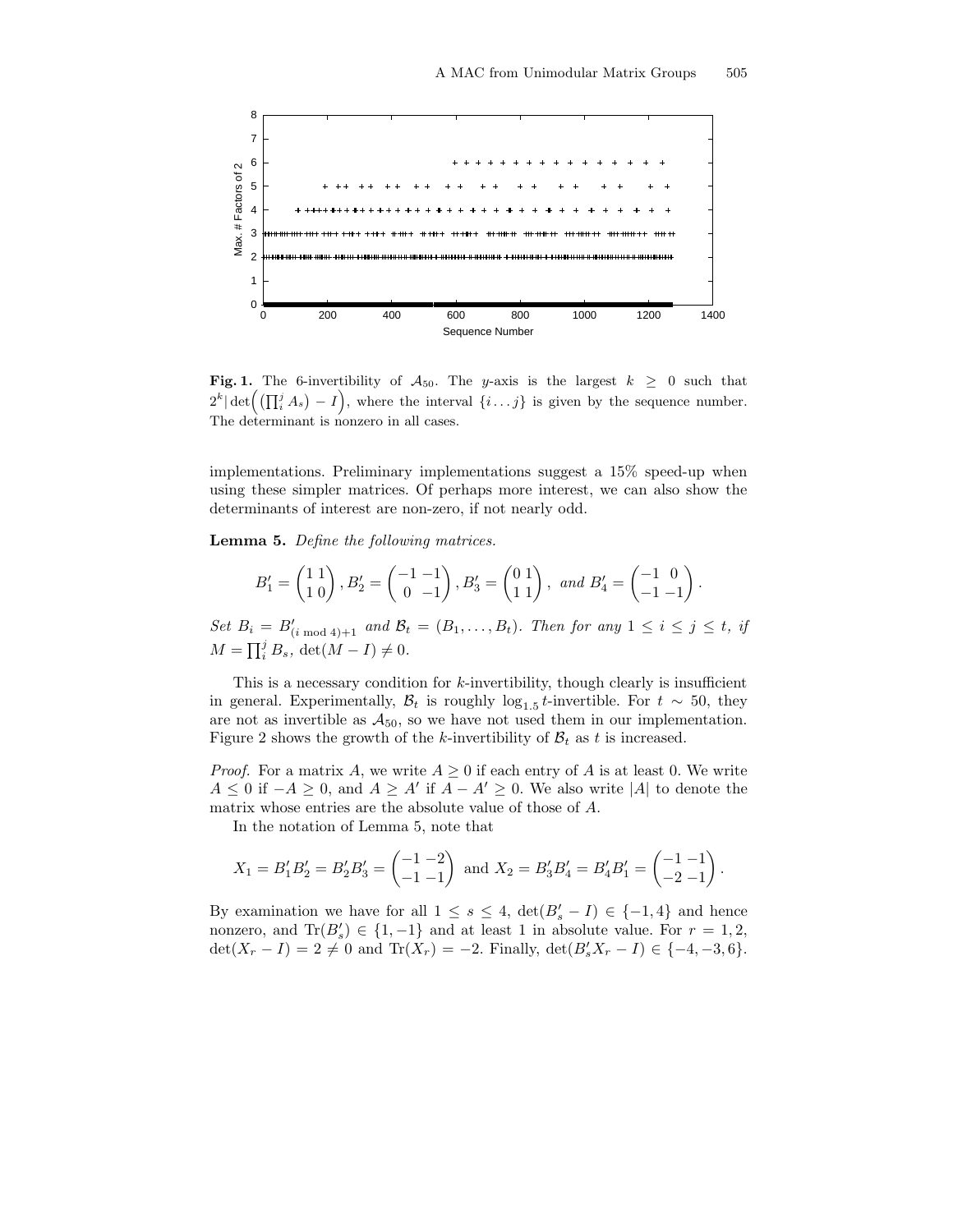**Fig. 1.** The 6-invertibility of $\mathcal{A}_{50}$. The $y$-axis is the largest $k \geq 0$ such that $2^k | \det\Big( \big(\prod_i^j A_s\big) - I \Big)$, where the interval $\{i \ldots j\}$ is given by the sequence number. The determinant is nonzero in all cases.

implementations. Preliminary implementations suggest a 15% speed-up when using these simpler matrices. Of perhaps more interest, we can also show the determinants of interest are non-zero, if not nearly odd.

**Lemma 5.** *Define the following matrices.*

$$B'_1 = \begin{pmatrix} 1 & 1 \\ 1 & 0 \end{pmatrix}, B'_2 = \begin{pmatrix} -1 & -1 \\ 0 & -1 \end{pmatrix}, B'_3 = \begin{pmatrix} 0 & 1 \\ 1 & 1 \end{pmatrix}, \text{ and } B'_4 = \begin{pmatrix} -1 & 0 \\ -1 & -1 \end{pmatrix}.$$

*Set $B_i = B'_{(i \bmod 4)+1}$ and $\mathcal{B}_t = (B_1, \ldots, B_t)$. Then for any $1 \leq i \leq j \leq t$, if $M = \prod_i^j B_s$, $\det(M - I) \neq 0$.*

This is a necessary condition for $k$-invertibility, though clearly is insufficient in general. Experimentally, $\mathcal{B}_t$ is roughly $\log_{1.5} t$-invertible. For $t \sim 50$, they are not as invertible as $\mathcal{A}_{50}$, so we have not used them in our implementation. Figure 2 shows the growth of the $k$-invertibility of $\mathcal{B}_t$ as $t$ is increased.

*Proof.* For a matrix $A$, we write $A \geq 0$ if each entry of $A$ is at least 0. We write $A \leq 0$ if $-A \geq 0$, and $A \geq A'$ if $A - A' \geq 0$. We also write $|A|$ to denote the matrix whose entries are the absolute value of those of $A$.

In the notation of Lemma 5, note that

$$X_1 = B'_1 B'_2 = B'_2 B'_3 = \begin{pmatrix} -1 & -2 \\ -1 & -1 \end{pmatrix} \text{ and } X_2 = B'_3 B'_4 = B'_4 B'_1 = \begin{pmatrix} -1 & -1 \\ -2 & -1 \end{pmatrix}.$$

By examination we have for all $1 \leq s \leq 4$, $\det(B'_s - I) \in \{-1, 4\}$ and hence nonzero, and $\mathrm{Tr}(B'_s) \in \{1, -1\}$ and at least 1 in absolute value. For $r = 1, 2$, $\det(X_r - I) = 2 \neq 0$ and $\mathrm{Tr}(X_r) = -2$. Finally, $\det(B'_s X_r - I) \in \{-4, -3, 6\}$.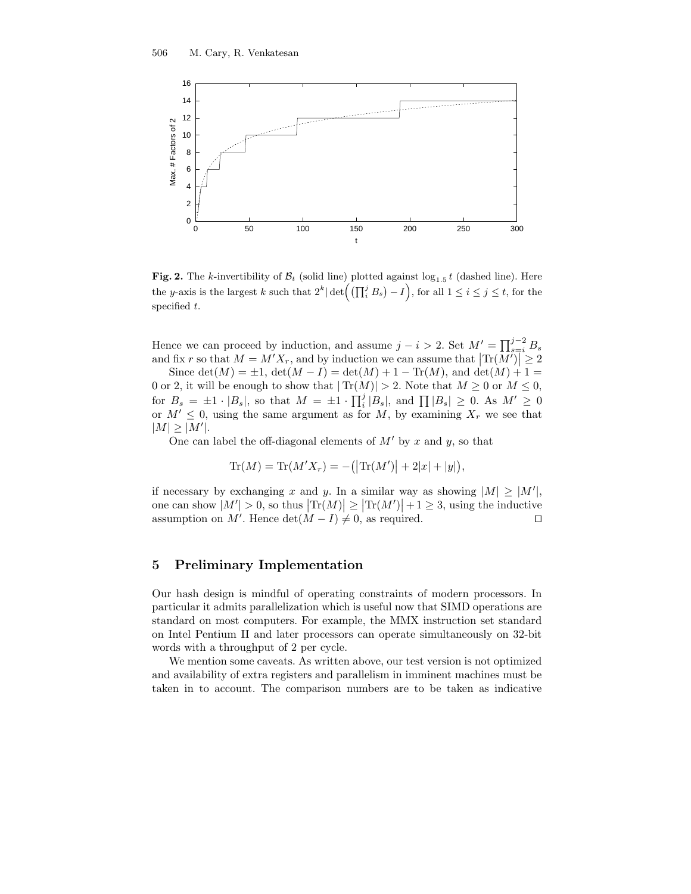**Fig. 2.** The $k$-invertibility of $\mathcal{B}_t$ (solid line) plotted against $\log_{1.5} t$ (dashed line). Here the $y$-axis is the largest $k$ such that $2^k | \det\Big(\big(\prod_i^j B_s\big) - I\Big)$, for all $1 \leq i \leq j \leq t$, for the specified $t$.

Hence we can proceed by induction, and assume $j - i > 2$. Set $M' = \prod_{s=i}^{j-2} B_s$ and fix $r$ so that $M = M'X_r$, and by induction we can assume that $\big|\mathrm{Tr}(M')\big| \geq 2$

Since $\det(M) = \pm 1$, $\det(M - I) = \det(M) + 1 - \mathrm{Tr}(M)$, and $\det(M) + 1 = 0$ or $2$, it will be enough to show that $|\,\mathrm{Tr}(M)| > 2$. Note that $M \geq 0$ or $M \leq 0$, for $B_s = \pm 1 \cdot |B_s|$, so that $M = \pm 1 \cdot \prod_i^j |B_s|$, and $\prod |B_s| \geq 0$. As $M' \geq 0$ or $M' \leq 0$, using the same argument as for $M$, by examining $X_r$ we see that $|M| \geq |M'|$.

One can label the off-diagonal elements of $M'$ by $x$ and $y$, so that

$$\mathrm{Tr}(M) = \mathrm{Tr}(M'X_r) = -\big(\big|\mathrm{Tr}(M')\big| + 2|x| + |y|\big),$$

if necessary by exchanging $x$ and $y$. In a similar way as showing $|M| \geq |M'|$, one can show $|M'| > 0$, so thus $\big|\mathrm{Tr}(M)\big| \geq \big|\mathrm{Tr}(M')\big| + 1 \geq 3$, using the inductive assumption on $M'$. Hence $\det(M - I) \neq 0$, as required. $\square$

## 5 Preliminary Implementation

Our hash design is mindful of operating constraints of modern processors. In particular it admits parallelization which is useful now that SIMD operations are standard on most computers. For example, the MMX instruction set standard on Intel Pentium II and later processors can operate simultaneously on 32-bit words with a throughput of 2 per cycle.

We mention some caveats. As written above, our test version is not optimized and availability of extra registers and parallelism in imminent machines must be taken in to account. The comparison numbers are to be taken as indicative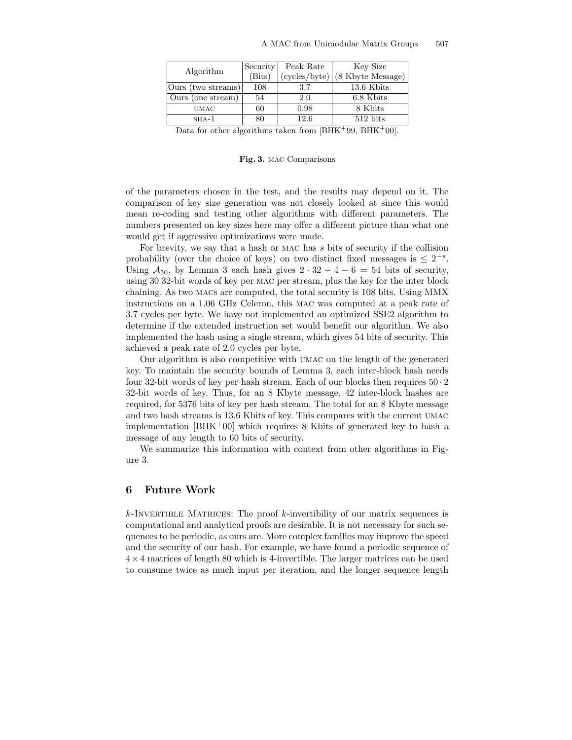| Algorithm | Security (Bits) | Peak Rate (cycles/byte) | Key Size (8 Kbyte Message) |
|---|---|---|---|
| Ours (two streams) | 108 | 3.7 | 13.6 Kbits |
| Ours (one stream) | 54 | 2.0 | 6.8 Kbits |
| UMAC | 60 | 0.98 | 8 Kbits |
| SHA-1 | 80 | 12.6 | 512 bits |

Data for other algorithms taken from [BHK+99, BHK+00].

**Fig. 3.** MAC Comparisons

of the parameters chosen in the test, and the results may depend on it. The comparison of key size generation was not closely looked at since this would mean re-coding and testing other algorithms with different parameters. The numbers presented on key sizes here may offer a different picture than what one would get if aggressive optimizations were made.

For brevity, we say that a hash or MAC has $s$ bits of security if the collision probability (over the choice of keys) on two distinct fixed messages is $\leq 2^{-s}$. Using $\mathcal{A}_{50}$, by Lemma 3 each hash gives $2 \cdot 32 - 4 - 6 = 54$ bits of security, using 30 32-bit words of key per MAC per stream, plus the key for the inter block chaining. As two MACs are computed, the total security is 108 bits. Using MMX instructions on a 1.06 GHz Celeron, this MAC was computed at a peak rate of 3.7 cycles per byte. We have not implemented an optimized SSE2 algorithm to determine if the extended instruction set would benefit our algorithm. We also implemented the hash using a single stream, which gives 54 bits of security. This achieved a peak rate of 2.0 cycles per byte.

Our algorithm is also competitive with UMAC on the length of the generated key. To maintain the security bounds of Lemma 3, each inter-block hash needs four 32-bit words of key per hash stream. Each of our blocks then requires $50 \cdot 2$ 32-bit words of key. Thus, for an 8 Kbyte message, 42 inter-block hashes are required, for 5376 bits of key per hash stream. The total for an 8 Kbyte message and two hash streams is 13.6 Kbits of key. This compares with the current UMAC implementation [BHK+00] which requires 8 Kbits of generated key to hash a message of any length to 60 bits of security.

We summarize this information with context from other algorithms in Figure 3.

## 6 Future Work

$k$-INVERTIBLE MATRICES: The proof $k$-invertibility of our matrix sequences is computational and analytical proofs are desirable. It is not necessary for such sequences to be periodic, as ours are. More complex families may improve the speed and the security of our hash. For example, we have found a periodic sequence of $4 \times 4$ matrices of length 80 which is 4-invertible. The larger matrices can be used to consume twice as much input per iteration, and the longer sequence length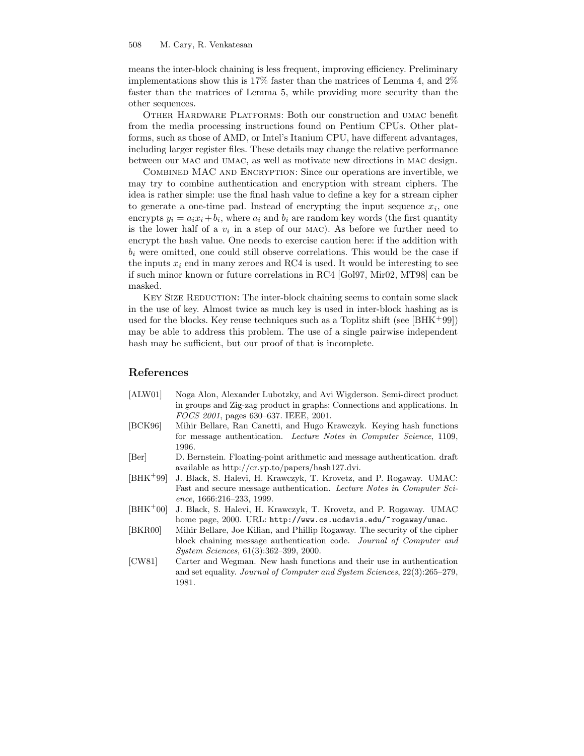means the inter-block chaining is less frequent, improving efficiency. Preliminary implementations show this is 17% faster than the matrices of Lemma 4, and 2% faster than the matrices of Lemma 5, while providing more security than the other sequences.

Other Hardware Platforms: Both our construction and umac benefit from the media processing instructions found on Pentium CPUs. Other platforms, such as those of AMD, or Intel's Itanium CPU, have different advantages, including larger register files. These details may change the relative performance between our mac and umac, as well as motivate new directions in mac design.

Combined MAC and Encryption: Since our operations are invertible, we may try to combine authentication and encryption with stream ciphers. The idea is rather simple: use the final hash value to define a key for a stream cipher to generate a one-time pad. Instead of encrypting the input sequence $x_i$, one encrypts $y_i = a_i x_i + b_i$, where $a_i$ and $b_i$ are random key words (the first quantity is the lower half of a $v_i$ in a step of our mac). As before we further need to encrypt the hash value. One needs to exercise caution here: if the addition with $b_i$ were omitted, one could still observe correlations. This would be the case if the inputs $x_i$ end in many zeroes and RC4 is used. It would be interesting to see if such minor known or future correlations in RC4 [Gol97, Mir02, MT98] can be masked.

Key Size Reduction: The inter-block chaining seems to contain some slack in the use of key. Almost twice as much key is used in inter-block hashing as is used for the blocks. Key reuse techniques such as a Toplitz shift (see [BHK+99]) may be able to address this problem. The use of a single pairwise independent hash may be sufficient, but our proof of that is incomplete.

## References

[ALW01] Noga Alon, Alexander Lubotzky, and Avi Wigderson. Semi-direct product in groups and Zig-zag product in graphs: Connections and applications. In *FOCS 2001*, pages 630–637. IEEE, 2001.

[BCK96] Mihir Bellare, Ran Canetti, and Hugo Krawczyk. Keying hash functions for message authentication. *Lecture Notes in Computer Science*, 1109, 1996.

[Ber] D. Bernstein. Floating-point arithmetic and message authentication. draft available as http://cr.yp.to/papers/hash127.dvi.

[BHK+99] J. Black, S. Halevi, H. Krawczyk, T. Krovetz, and P. Rogaway. UMAC: Fast and secure message authentication. *Lecture Notes in Computer Science*, 1666:216–233, 1999.

[BHK+00] J. Black, S. Halevi, H. Krawczyk, T. Krovetz, and P. Rogaway. UMAC home page, 2000. URL: `http://www.cs.ucdavis.edu/~rogaway/umac`.

[BKR00] Mihir Bellare, Joe Kilian, and Phillip Rogaway. The security of the cipher block chaining message authentication code. *Journal of Computer and System Sciences*, 61(3):362–399, 2000.

[CW81] Carter and Wegman. New hash functions and their use in authentication and set equality. *Journal of Computer and System Sciences*, 22(3):265–279, 1981.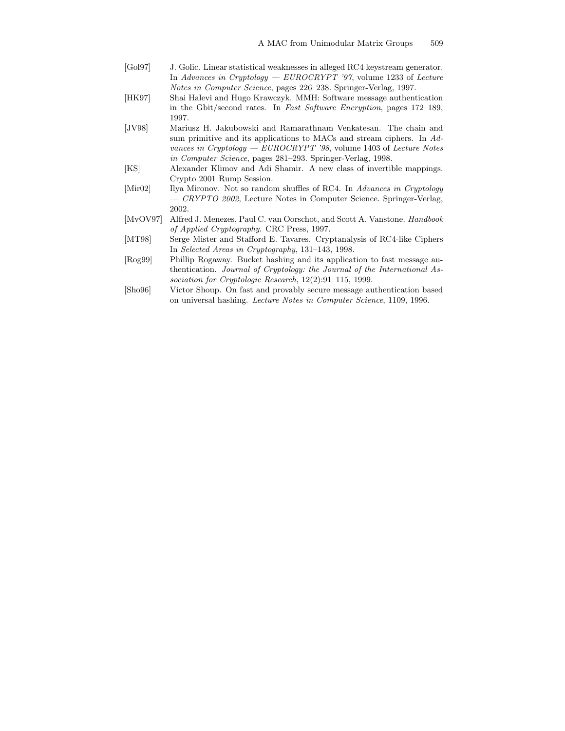[Gol97] J. Golic. Linear statistical weaknesses in alleged RC4 keystream generator. In *Advances in Cryptology — EUROCRYPT '97*, volume 1233 of *Lecture Notes in Computer Science*, pages 226–238. Springer-Verlag, 1997.

[HK97] Shai Halevi and Hugo Krawczyk. MMH: Software message authentication in the Gbit/second rates. In *Fast Software Encryption*, pages 172–189, 1997.

[JV98] Mariusz H. Jakubowski and Ramarathnam Venkatesan. The chain and sum primitive and its applications to MACs and stream ciphers. In *Advances in Cryptology — EUROCRYPT '98*, volume 1403 of *Lecture Notes in Computer Science*, pages 281–293. Springer-Verlag, 1998.

[KS] Alexander Klimov and Adi Shamir. A new class of invertible mappings. Crypto 2001 Rump Session.

[Mir02] Ilya Mironov. Not so random shuffles of RC4. In *Advances in Cryptology — CRYPTO 2002*, Lecture Notes in Computer Science. Springer-Verlag, 2002.

[MvOV97] Alfred J. Menezes, Paul C. van Oorschot, and Scott A. Vanstone. *Handbook of Applied Cryptography*. CRC Press, 1997.

[MT98] Serge Mister and Stafford E. Tavares. Cryptanalysis of RC4-like Ciphers In *Selected Areas in Cryptography*, 131–143, 1998.

[Rog99] Phillip Rogaway. Bucket hashing and its application to fast message authentication. *Journal of Cryptology: the Journal of the International Association for Cryptologic Research*, 12(2):91–115, 1999.

[Sho96] Victor Shoup. On fast and provably secure message authentication based on universal hashing. *Lecture Notes in Computer Science*, 1109, 1996.